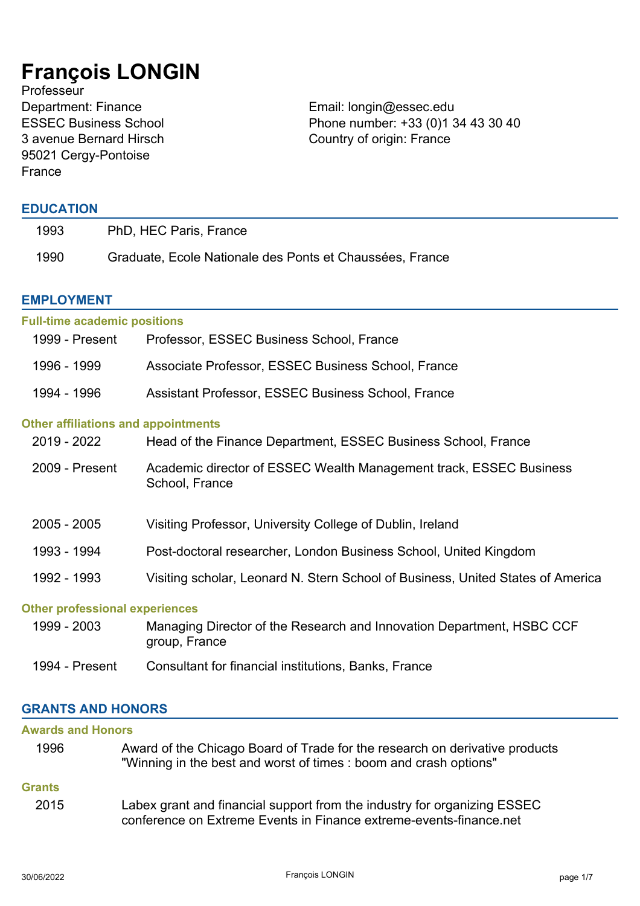# François LONGIN

Professeur
Department: Finance
ESSEC Business School
3 avenue Bernard Hirsch
95021 Cergy-Pontoise
France

Email: longin@essec.edu
Phone number: +33 (0)1 34 43 30 40
Country of origin: France

## EDUCATION

| | |
|---|---|
| 1993 | PhD, HEC Paris, France |
| 1990 | Graduate, Ecole Nationale des Ponts et Chaussées, France |

## EMPLOYMENT

### Full-time academic positions

| | |
|---|---|
| 1999 - Present | Professor, ESSEC Business School, France |
| 1996 - 1999 | Associate Professor, ESSEC Business School, France |
| 1994 - 1996 | Assistant Professor, ESSEC Business School, France |

### Other affiliations and appointments

| | |
|---|---|
| 2019 - 2022 | Head of the Finance Department, ESSEC Business School, France |
| 2009 - Present | Academic director of ESSEC Wealth Management track, ESSEC Business School, France |
| 2005 - 2005 | Visiting Professor, University College of Dublin, Ireland |
| 1993 - 1994 | Post-doctoral researcher, London Business School, United Kingdom |
| 1992 - 1993 | Visiting scholar, Leonard N. Stern School of Business, United States of America |

### Other professional experiences

| | |
|---|---|
| 1999 - 2003 | Managing Director of the Research and Innovation Department, HSBC CCF group, France |
| 1994 - Present | Consultant for financial institutions, Banks, France |

## GRANTS AND HONORS

### Awards and Honors

| | |
|---|---|
| 1996 | Award of the Chicago Board of Trade for the research on derivative products "Winning in the best and worst of times : boom and crash options" |

### Grants

| | |
|---|---|
| 2015 | Labex grant and financial support from the industry for organizing ESSEC conference on Extreme Events in Finance extreme-events-finance.net |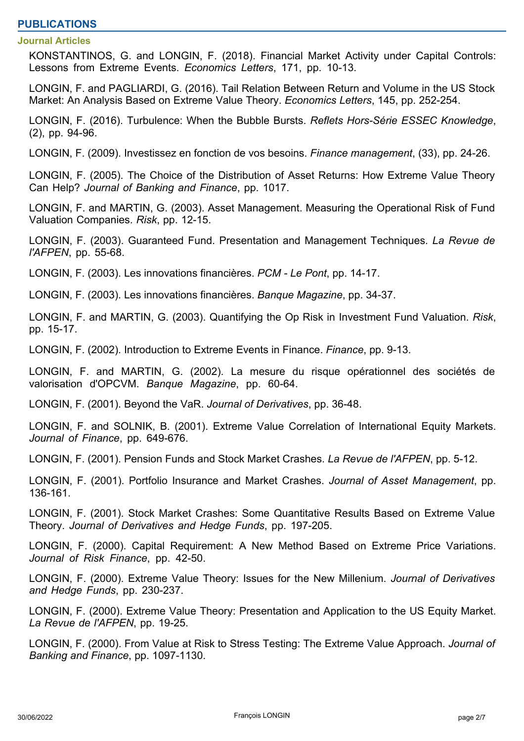## PUBLICATIONS

### Journal Articles

KONSTANTINOS, G. and LONGIN, F. (2018). Financial Market Activity under Capital Controls: Lessons from Extreme Events. *Economics Letters*, 171, pp. 10-13.

LONGIN, F. and PAGLIARDI, G. (2016). Tail Relation Between Return and Volume in the US Stock Market: An Analysis Based on Extreme Value Theory. *Economics Letters*, 145, pp. 252-254.

LONGIN, F. (2016). Turbulence: When the Bubble Bursts. *Reflets Hors-Série ESSEC Knowledge*, (2), pp. 94-96.

LONGIN, F. (2009). Investissez en fonction de vos besoins. *Finance management*, (33), pp. 24-26.

LONGIN, F. (2005). The Choice of the Distribution of Asset Returns: How Extreme Value Theory Can Help? *Journal of Banking and Finance*, pp. 1017.

LONGIN, F. and MARTIN, G. (2003). Asset Management. Measuring the Operational Risk of Fund Valuation Companies. *Risk*, pp. 12-15.

LONGIN, F. (2003). Guaranteed Fund. Presentation and Management Techniques. *La Revue de l'AFPEN*, pp. 55-68.

LONGIN, F. (2003). Les innovations financières. *PCM - Le Pont*, pp. 14-17.

LONGIN, F. (2003). Les innovations financières. *Banque Magazine*, pp. 34-37.

LONGIN, F. and MARTIN, G. (2003). Quantifying the Op Risk in Investment Fund Valuation. *Risk*, pp. 15-17.

LONGIN, F. (2002). Introduction to Extreme Events in Finance. *Finance*, pp. 9-13.

LONGIN, F. and MARTIN, G. (2002). La mesure du risque opérationnel des sociétés de valorisation d'OPCVM. *Banque Magazine*, pp. 60-64.

LONGIN, F. (2001). Beyond the VaR. *Journal of Derivatives*, pp. 36-48.

LONGIN, F. and SOLNIK, B. (2001). Extreme Value Correlation of International Equity Markets. *Journal of Finance*, pp. 649-676.

LONGIN, F. (2001). Pension Funds and Stock Market Crashes. *La Revue de l'AFPEN*, pp. 5-12.

LONGIN, F. (2001). Portfolio Insurance and Market Crashes. *Journal of Asset Management*, pp. 136-161.

LONGIN, F. (2001). Stock Market Crashes: Some Quantitative Results Based on Extreme Value Theory. *Journal of Derivatives and Hedge Funds*, pp. 197-205.

LONGIN, F. (2000). Capital Requirement: A New Method Based on Extreme Price Variations. *Journal of Risk Finance*, pp. 42-50.

LONGIN, F. (2000). Extreme Value Theory: Issues for the New Millenium. *Journal of Derivatives and Hedge Funds*, pp. 230-237.

LONGIN, F. (2000). Extreme Value Theory: Presentation and Application to the US Equity Market. *La Revue de l'AFPEN*, pp. 19-25.

LONGIN, F. (2000). From Value at Risk to Stress Testing: The Extreme Value Approach. *Journal of Banking and Finance*, pp. 1097-1130.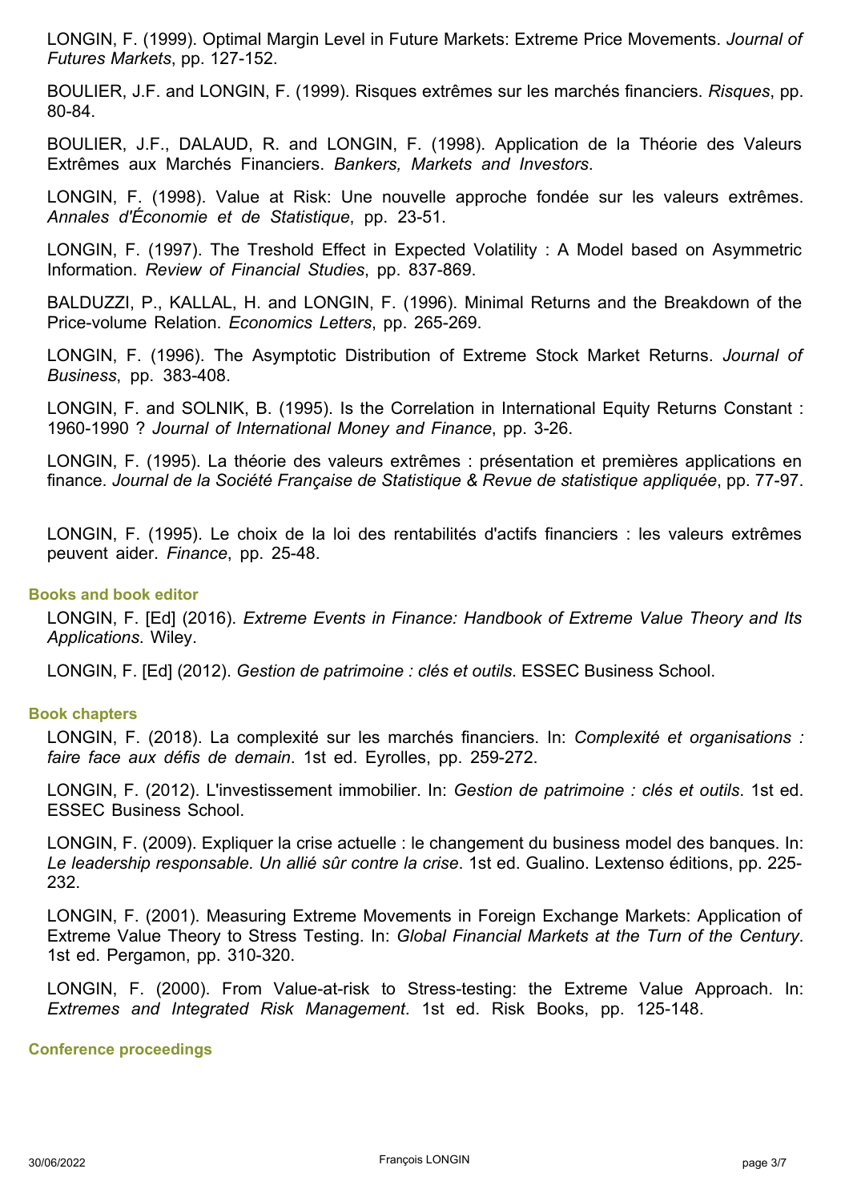LONGIN, F. (1999). Optimal Margin Level in Future Markets: Extreme Price Movements. *Journal of Futures Markets*, pp. 127-152.

BOULIER, J.F. and LONGIN, F. (1999). Risques extrêmes sur les marchés financiers. *Risques*, pp. 80-84.

BOULIER, J.F., DALAUD, R. and LONGIN, F. (1998). Application de la Théorie des Valeurs Extrêmes aux Marchés Financiers. *Bankers, Markets and Investors*.

LONGIN, F. (1998). Value at Risk: Une nouvelle approche fondée sur les valeurs extrêmes. *Annales d'Économie et de Statistique*, pp. 23-51.

LONGIN, F. (1997). The Treshold Effect in Expected Volatility : A Model based on Asymmetric Information. *Review of Financial Studies*, pp. 837-869.

BALDUZZI, P., KALLAL, H. and LONGIN, F. (1996). Minimal Returns and the Breakdown of the Price-volume Relation. *Economics Letters*, pp. 265-269.

LONGIN, F. (1996). The Asymptotic Distribution of Extreme Stock Market Returns. *Journal of Business*, pp. 383-408.

LONGIN, F. and SOLNIK, B. (1995). Is the Correlation in International Equity Returns Constant : 1960-1990 ? *Journal of International Money and Finance*, pp. 3-26.

LONGIN, F. (1995). La théorie des valeurs extrêmes : présentation et premières applications en finance. *Journal de la Société Française de Statistique & Revue de statistique appliquée*, pp. 77-97.

LONGIN, F. (1995). Le choix de la loi des rentabilités d'actifs financiers : les valeurs extrêmes peuvent aider. *Finance*, pp. 25-48.

### Books and book editor

LONGIN, F. [Ed] (2016). *Extreme Events in Finance: Handbook of Extreme Value Theory and Its Applications*. Wiley.

LONGIN, F. [Ed] (2012). *Gestion de patrimoine : clés et outils*. ESSEC Business School.

### Book chapters

LONGIN, F. (2018). La complexité sur les marchés financiers. In: *Complexité et organisations : faire face aux défis de demain*. 1st ed. Eyrolles, pp. 259-272.

LONGIN, F. (2012). L'investissement immobilier. In: *Gestion de patrimoine : clés et outils*. 1st ed. ESSEC Business School.

LONGIN, F. (2009). Expliquer la crise actuelle : le changement du business model des banques. In: *Le leadership responsable. Un allié sûr contre la crise*. 1st ed. Gualino. Lextenso éditions, pp. 225-232.

LONGIN, F. (2001). Measuring Extreme Movements in Foreign Exchange Markets: Application of Extreme Value Theory to Stress Testing. In: *Global Financial Markets at the Turn of the Century*. 1st ed. Pergamon, pp. 310-320.

LONGIN, F. (2000). From Value-at-risk to Stress-testing: the Extreme Value Approach. In: *Extremes and Integrated Risk Management*. 1st ed. Risk Books, pp. 125-148.

### Conference proceedings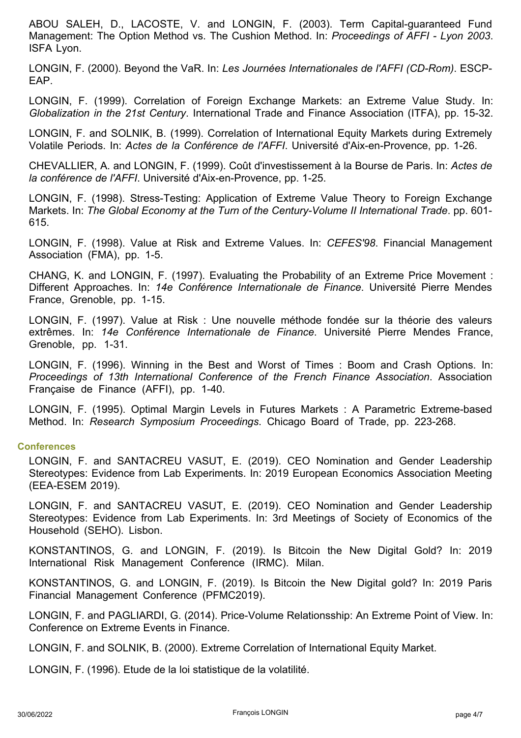ABOU SALEH, D., LACOSTE, V. and LONGIN, F. (2003). Term Capital-guaranteed Fund Management: The Option Method vs. The Cushion Method. In: *Proceedings of AFFI - Lyon 2003*. ISFA Lyon.

LONGIN, F. (2000). Beyond the VaR. In: *Les Journées Internationales de l'AFFI (CD-Rom)*. ESCP-EAP.

LONGIN, F. (1999). Correlation of Foreign Exchange Markets: an Extreme Value Study. In: *Globalization in the 21st Century*. International Trade and Finance Association (ITFA), pp. 15-32.

LONGIN, F. and SOLNIK, B. (1999). Correlation of International Equity Markets during Extremely Volatile Periods. In: *Actes de la Conférence de l'AFFI*. Université d'Aix-en-Provence, pp. 1-26.

CHEVALLIER, A. and LONGIN, F. (1999). Coût d'investissement à la Bourse de Paris. In: *Actes de la conférence de l'AFFI*. Université d'Aix-en-Provence, pp. 1-25.

LONGIN, F. (1998). Stress-Testing: Application of Extreme Value Theory to Foreign Exchange Markets. In: *The Global Economy at the Turn of the Century-Volume II International Trade*. pp. 601-615.

LONGIN, F. (1998). Value at Risk and Extreme Values. In: *CEFES'98*. Financial Management Association (FMA), pp. 1-5.

CHANG, K. and LONGIN, F. (1997). Evaluating the Probability of an Extreme Price Movement : Different Approaches. In: *14e Conférence Internationale de Finance*. Université Pierre Mendes France, Grenoble, pp. 1-15.

LONGIN, F. (1997). Value at Risk : Une nouvelle méthode fondée sur la théorie des valeurs extrêmes. In: *14e Conférence Internationale de Finance*. Université Pierre Mendes France, Grenoble, pp. 1-31.

LONGIN, F. (1996). Winning in the Best and Worst of Times : Boom and Crash Options. In: *Proceedings of 13th International Conference of the French Finance Association*. Association Française de Finance (AFFI), pp. 1-40.

LONGIN, F. (1995). Optimal Margin Levels in Futures Markets : A Parametric Extreme-based Method. In: *Research Symposium Proceedings.* Chicago Board of Trade, pp. 223-268.

### Conferences

LONGIN, F. and SANTACREU VASUT, E. (2019). CEO Nomination and Gender Leadership Stereotypes: Evidence from Lab Experiments. In: 2019 European Economics Association Meeting (EEA-ESEM 2019).

LONGIN, F. and SANTACREU VASUT, E. (2019). CEO Nomination and Gender Leadership Stereotypes: Evidence from Lab Experiments. In: 3rd Meetings of Society of Economics of the Household (SEHO). Lisbon.

KONSTANTINOS, G. and LONGIN, F. (2019). Is Bitcoin the New Digital Gold? In: 2019 International Risk Management Conference (IRMC). Milan.

KONSTANTINOS, G. and LONGIN, F. (2019). Is Bitcoin the New Digital gold? In: 2019 Paris Financial Management Conference (PFMC2019).

LONGIN, F. and PAGLIARDI, G. (2014). Price-Volume Relationsship: An Extreme Point of View. In: Conference on Extreme Events in Finance.

LONGIN, F. and SOLNIK, B. (2000). Extreme Correlation of International Equity Market.

LONGIN, F. (1996). Etude de la loi statistique de la volatilité.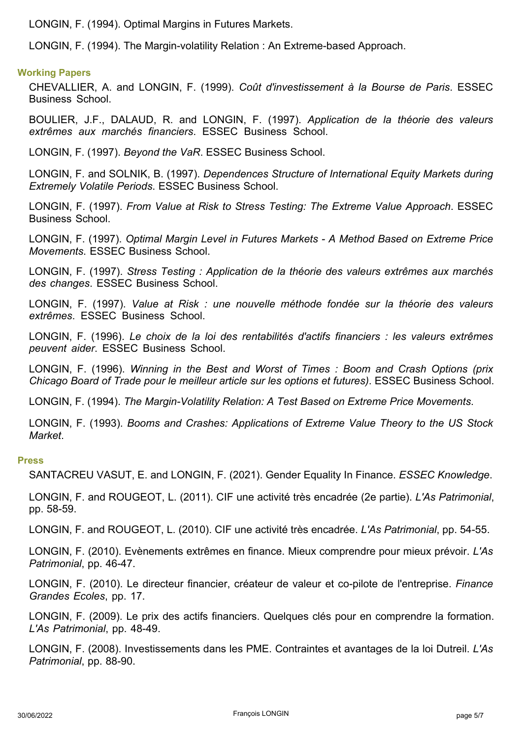LONGIN, F. (1994). Optimal Margins in Futures Markets.

LONGIN, F. (1994). The Margin-volatility Relation : An Extreme-based Approach.

### Working Papers

CHEVALLIER, A. and LONGIN, F. (1999). *Coût d'investissement à la Bourse de Paris*. ESSEC Business School.

BOULIER, J.F., DALAUD, R. and LONGIN, F. (1997). *Application de la théorie des valeurs extrêmes aux marchés financiers*. ESSEC Business School.

LONGIN, F. (1997). *Beyond the VaR*. ESSEC Business School.

LONGIN, F. and SOLNIK, B. (1997). *Dependences Structure of International Equity Markets during Extremely Volatile Periods*. ESSEC Business School.

LONGIN, F. (1997). *From Value at Risk to Stress Testing: The Extreme Value Approach*. ESSEC Business School.

LONGIN, F. (1997). *Optimal Margin Level in Futures Markets - A Method Based on Extreme Price Movements*. ESSEC Business School.

LONGIN, F. (1997). *Stress Testing : Application de la théorie des valeurs extrêmes aux marchés des changes*. ESSEC Business School.

LONGIN, F. (1997). *Value at Risk : une nouvelle méthode fondée sur la théorie des valeurs extrêmes*. ESSEC Business School.

LONGIN, F. (1996). *Le choix de la loi des rentabilités d'actifs financiers : les valeurs extrêmes peuvent aider*. ESSEC Business School.

LONGIN, F. (1996). *Winning in the Best and Worst of Times : Boom and Crash Options (prix Chicago Board of Trade pour le meilleur article sur les options et futures)*. ESSEC Business School.

LONGIN, F. (1994). *The Margin-Volatility Relation: A Test Based on Extreme Price Movements*.

LONGIN, F. (1993). *Booms and Crashes: Applications of Extreme Value Theory to the US Stock Market*.

### Press

SANTACREU VASUT, E. and LONGIN, F. (2021). Gender Equality In Finance. *ESSEC Knowledge*.

LONGIN, F. and ROUGEOT, L. (2011). CIF une activité très encadrée (2e partie). *L'As Patrimonial*, pp. 58-59.

LONGIN, F. and ROUGEOT, L. (2010). CIF une activité très encadrée. *L'As Patrimonial*, pp. 54-55.

LONGIN, F. (2010). Evènements extrêmes en finance. Mieux comprendre pour mieux prévoir. *L'As Patrimonial*, pp. 46-47.

LONGIN, F. (2010). Le directeur financier, créateur de valeur et co-pilote de l'entreprise. *Finance Grandes Ecoles*, pp. 17.

LONGIN, F. (2009). Le prix des actifs financiers. Quelques clés pour en comprendre la formation. *L'As Patrimonial*, pp. 48-49.

LONGIN, F. (2008). Investissements dans les PME. Contraintes et avantages de la loi Dutreil. *L'As Patrimonial*, pp. 88-90.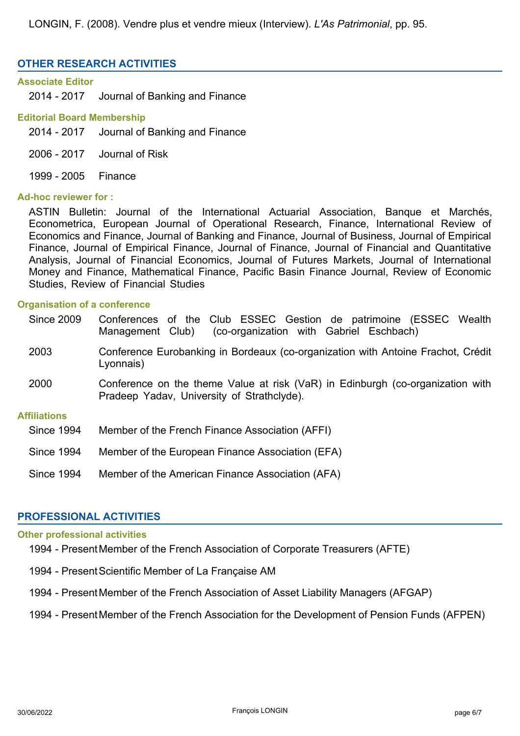LONGIN, F. (2008). Vendre plus et vendre mieux (Interview). *L'As Patrimonial*, pp. 95.

## OTHER RESEARCH ACTIVITIES

### Associate Editor

2014 - 2017 Journal of Banking and Finance

### Editorial Board Membership

2014 - 2017 Journal of Banking and Finance

2006 - 2017 Journal of Risk

1999 - 2005 Finance

### Ad-hoc reviewer for :

ASTIN Bulletin: Journal of the International Actuarial Association, Banque et Marchés, Econometrica, European Journal of Operational Research, Finance, International Review of Economics and Finance, Journal of Banking and Finance, Journal of Business, Journal of Empirical Finance, Journal of Empirical Finance, Journal of Finance, Journal of Financial and Quantitative Analysis, Journal of Financial Economics, Journal of Futures Markets, Journal of International Money and Finance, Mathematical Finance, Pacific Basin Finance Journal, Review of Economic Studies, Review of Financial Studies

### Organisation of a conference

Since 2009 Conferences of the Club ESSEC Gestion de patrimoine (ESSEC Wealth Management Club) (co-organization with Gabriel Eschbach)

2003 Conference Eurobanking in Bordeaux (co-organization with Antoine Frachot, Crédit Lyonnais)

2000 Conference on the theme Value at risk (VaR) in Edinburgh (co-organization with Pradeep Yadav, University of Strathclyde).

### Affiliations

Since 1994 Member of the French Finance Association (AFFI)

Since 1994 Member of the European Finance Association (EFA)

Since 1994 Member of the American Finance Association (AFA)

## PROFESSIONAL ACTIVITIES

### Other professional activities

1994 - Present Member of the French Association of Corporate Treasurers (AFTE)

1994 - Present Scientific Member of La Française AM

1994 - Present Member of the French Association of Asset Liability Managers (AFGAP)

1994 - Present Member of the French Association for the Development of Pension Funds (AFPEN)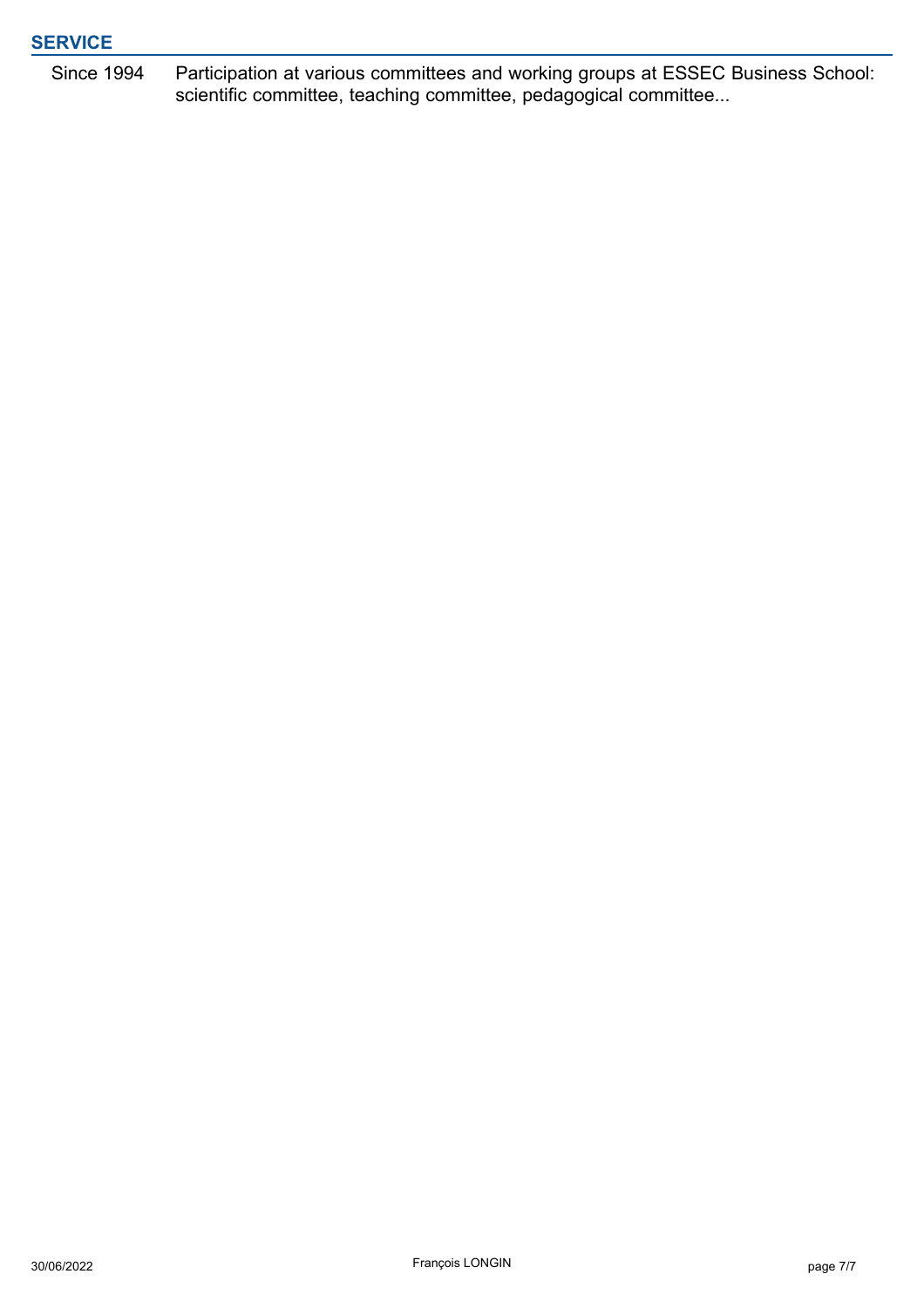## SERVICE

| | |
|---|---|
| Since 1994 | Participation at various committees and working groups at ESSEC Business School: scientific committee, teaching committee, pedagogical committee... |